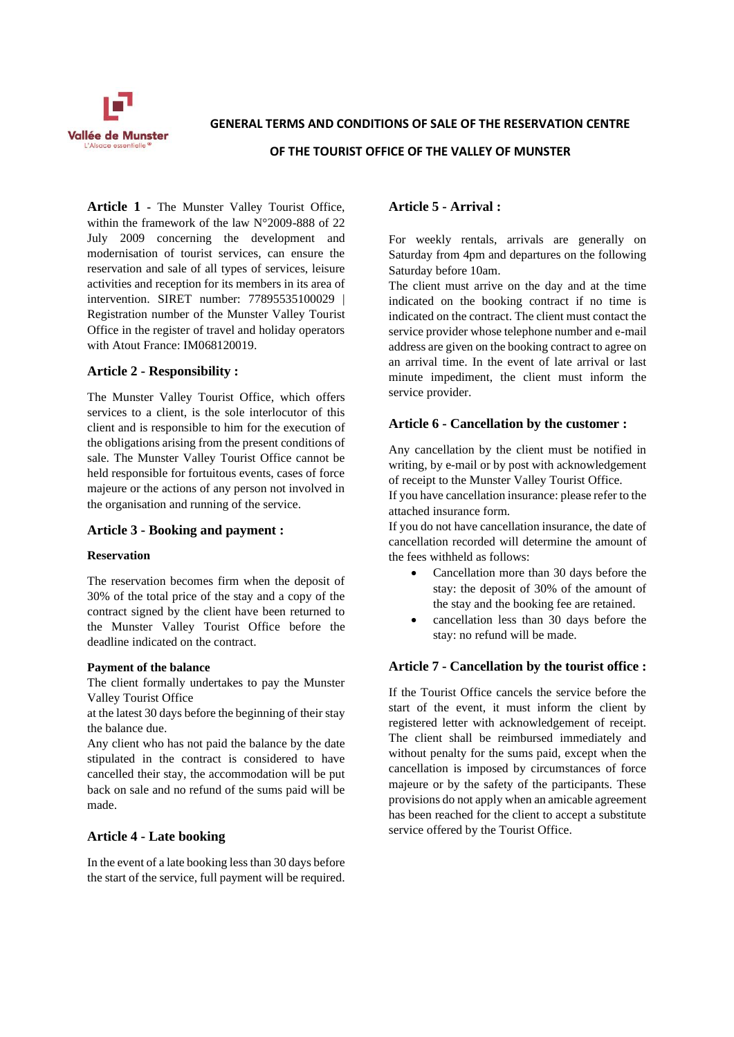Vallée de Munster
L'Alsace essentielle®

# GENERAL TERMS AND CONDITIONS OF SALE OF THE RESERVATION CENTRE OF THE TOURIST OFFICE OF THE VALLEY OF MUNSTER

**Article 1** - The Munster Valley Tourist Office, within the framework of the law N°2009-888 of 22 July 2009 concerning the development and modernisation of tourist services, can ensure the reservation and sale of all types of services, leisure activities and reception for its members in its area of intervention. SIRET number: 77895535100029 | Registration number of the Munster Valley Tourist Office in the register of travel and holiday operators with Atout France: IM068120019.

## Article 2 - Responsibility :

The Munster Valley Tourist Office, which offers services to a client, is the sole interlocutor of this client and is responsible to him for the execution of the obligations arising from the present conditions of sale. The Munster Valley Tourist Office cannot be held responsible for fortuitous events, cases of force majeure or the actions of any person not involved in the organisation and running of the service.

## Article 3 - Booking and payment :

### Reservation

The reservation becomes firm when the deposit of 30% of the total price of the stay and a copy of the contract signed by the client have been returned to the Munster Valley Tourist Office before the deadline indicated on the contract.

### Payment of the balance

The client formally undertakes to pay the Munster Valley Tourist Office
at the latest 30 days before the beginning of their stay the balance due.
Any client who has not paid the balance by the date stipulated in the contract is considered to have cancelled their stay, the accommodation will be put back on sale and no refund of the sums paid will be made.

## Article 4 - Late booking

In the event of a late booking less than 30 days before the start of the service, full payment will be required.

## Article 5 - Arrival :

For weekly rentals, arrivals are generally on Saturday from 4pm and departures on the following Saturday before 10am.
The client must arrive on the day and at the time indicated on the booking contract if no time is indicated on the contract. The client must contact the service provider whose telephone number and e-mail address are given on the booking contract to agree on an arrival time. In the event of late arrival or last minute impediment, the client must inform the service provider.

## Article 6 - Cancellation by the customer :

Any cancellation by the client must be notified in writing, by e-mail or by post with acknowledgement of receipt to the Munster Valley Tourist Office.
If you have cancellation insurance: please refer to the attached insurance form.
If you do not have cancellation insurance, the date of cancellation recorded will determine the amount of the fees withheld as follows:

- Cancellation more than 30 days before the stay: the deposit of 30% of the amount of the stay and the booking fee are retained.
- cancellation less than 30 days before the stay: no refund will be made.

## Article 7 - Cancellation by the tourist office :

If the Tourist Office cancels the service before the start of the event, it must inform the client by registered letter with acknowledgement of receipt. The client shall be reimbursed immediately and without penalty for the sums paid, except when the cancellation is imposed by circumstances of force majeure or by the safety of the participants. These provisions do not apply when an amicable agreement has been reached for the client to accept a substitute service offered by the Tourist Office.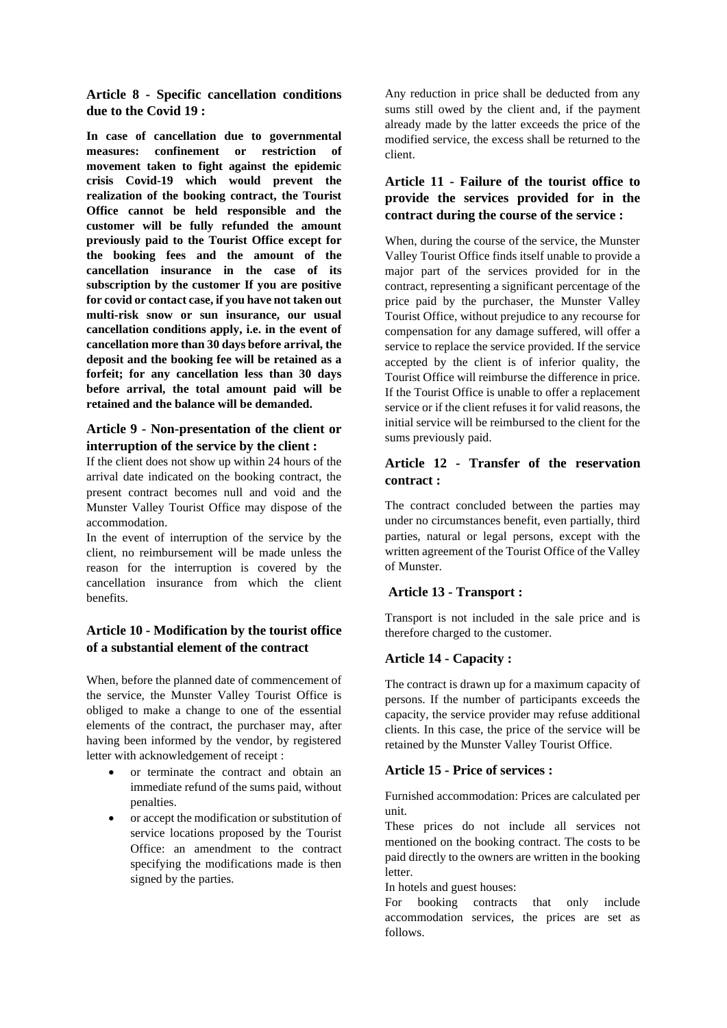## Article 8 - Specific cancellation conditions due to the Covid 19 :

**In case of cancellation due to governmental measures: confinement or restriction of movement taken to fight against the epidemic crisis Covid-19 which would prevent the realization of the booking contract, the Tourist Office cannot be held responsible and the customer will be fully refunded the amount previously paid to the Tourist Office except for the booking fees and the amount of the cancellation insurance in the case of its subscription by the customer If you are positive for covid or contact case, if you have not taken out multi-risk snow or sun insurance, our usual cancellation conditions apply, i.e. in the event of cancellation more than 30 days before arrival, the deposit and the booking fee will be retained as a forfeit; for any cancellation less than 30 days before arrival, the total amount paid will be retained and the balance will be demanded.**

## Article 9 - Non-presentation of the client or interruption of the service by the client :

If the client does not show up within 24 hours of the arrival date indicated on the booking contract, the present contract becomes null and void and the Munster Valley Tourist Office may dispose of the accommodation.

In the event of interruption of the service by the client, no reimbursement will be made unless the reason for the interruption is covered by the cancellation insurance from which the client benefits.

## Article 10 - Modification by the tourist office of a substantial element of the contract

When, before the planned date of commencement of the service, the Munster Valley Tourist Office is obliged to make a change to one of the essential elements of the contract, the purchaser may, after having been informed by the vendor, by registered letter with acknowledgement of receipt :

- or terminate the contract and obtain an immediate refund of the sums paid, without penalties.
- or accept the modification or substitution of service locations proposed by the Tourist Office: an amendment to the contract specifying the modifications made is then signed by the parties.

Any reduction in price shall be deducted from any sums still owed by the client and, if the payment already made by the latter exceeds the price of the modified service, the excess shall be returned to the client.

## Article 11 - Failure of the tourist office to provide the services provided for in the contract during the course of the service :

When, during the course of the service, the Munster Valley Tourist Office finds itself unable to provide a major part of the services provided for in the contract, representing a significant percentage of the price paid by the purchaser, the Munster Valley Tourist Office, without prejudice to any recourse for compensation for any damage suffered, will offer a service to replace the service provided. If the service accepted by the client is of inferior quality, the Tourist Office will reimburse the difference in price. If the Tourist Office is unable to offer a replacement service or if the client refuses it for valid reasons, the initial service will be reimbursed to the client for the sums previously paid.

## Article 12 - Transfer of the reservation contract :

The contract concluded between the parties may under no circumstances benefit, even partially, third parties, natural or legal persons, except with the written agreement of the Tourist Office of the Valley of Munster.

## Article 13 - Transport :

Transport is not included in the sale price and is therefore charged to the customer.

## Article 14 - Capacity :

The contract is drawn up for a maximum capacity of persons. If the number of participants exceeds the capacity, the service provider may refuse additional clients. In this case, the price of the service will be retained by the Munster Valley Tourist Office.

## Article 15 - Price of services :

Furnished accommodation: Prices are calculated per unit.

These prices do not include all services not mentioned on the booking contract. The costs to be paid directly to the owners are written in the booking letter.

In hotels and guest houses:

For booking contracts that only include accommodation services, the prices are set as follows.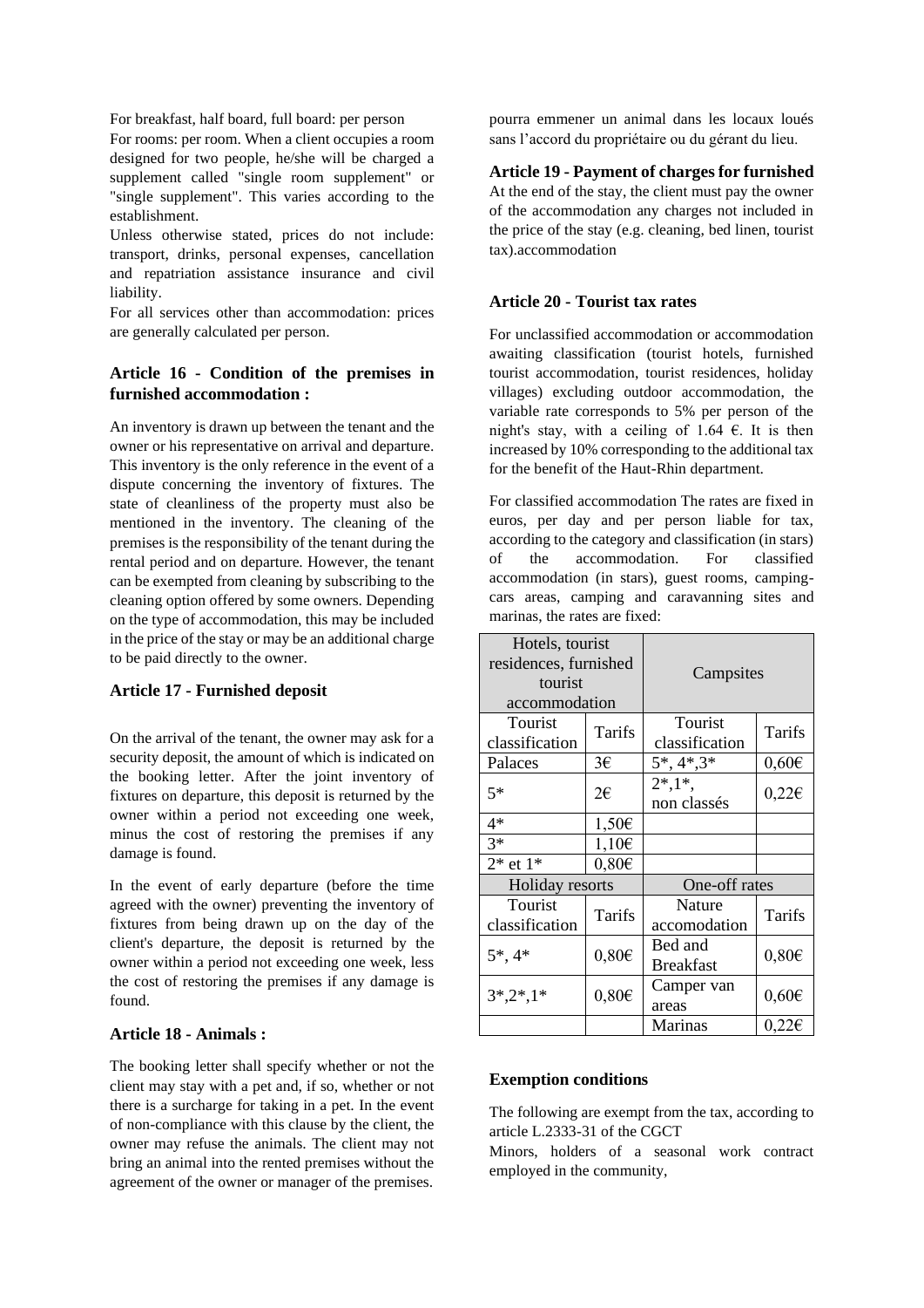For breakfast, half board, full board: per person

For rooms: per room. When a client occupies a room designed for two people, he/she will be charged a supplement called "single room supplement" or "single supplement". This varies according to the establishment.

Unless otherwise stated, prices do not include: transport, drinks, personal expenses, cancellation and repatriation assistance insurance and civil liability.

For all services other than accommodation: prices are generally calculated per person.

### Article 16 - Condition of the premises in furnished accommodation :

An inventory is drawn up between the tenant and the owner or his representative on arrival and departure. This inventory is the only reference in the event of a dispute concerning the inventory of fixtures. The state of cleanliness of the property must also be mentioned in the inventory. The cleaning of the premises is the responsibility of the tenant during the rental period and on departure. However, the tenant can be exempted from cleaning by subscribing to the cleaning option offered by some owners. Depending on the type of accommodation, this may be included in the price of the stay or may be an additional charge to be paid directly to the owner.

### Article 17 - Furnished deposit

On the arrival of the tenant, the owner may ask for a security deposit, the amount of which is indicated on the booking letter. After the joint inventory of fixtures on departure, this deposit is returned by the owner within a period not exceeding one week, minus the cost of restoring the premises if any damage is found.

In the event of early departure (before the time agreed with the owner) preventing the inventory of fixtures from being drawn up on the day of the client's departure, the deposit is returned by the owner within a period not exceeding one week, less the cost of restoring the premises if any damage is found.

### Article 18 - Animals :

The booking letter shall specify whether or not the client may stay with a pet and, if so, whether or not there is a surcharge for taking in a pet. In the event of non-compliance with this clause by the client, the owner may refuse the animals. The client may not bring an animal into the rented premises without the agreement of the owner or manager of the premises. pourra emmener un animal dans les locaux loués sans l'accord du propriétaire ou du gérant du lieu.

### Article 19 - Payment of charges for furnished

At the end of the stay, the client must pay the owner of the accommodation any charges not included in the price of the stay (e.g. cleaning, bed linen, tourist tax).accommodation

### Article 20 - Tourist tax rates

For unclassified accommodation or accommodation awaiting classification (tourist hotels, furnished tourist accommodation, tourist residences, holiday villages) excluding outdoor accommodation, the variable rate corresponds to 5% per person of the night's stay, with a ceiling of 1.64 €. It is then increased by 10% corresponding to the additional tax for the benefit of the Haut-Rhin department.

For classified accommodation The rates are fixed in euros, per day and per person liable for tax, according to the category and classification (in stars) of the accommodation. For classified accommodation (in stars), guest rooms, camping-cars areas, camping and caravanning sites and marinas, the rates are fixed:

| Hotels, tourist residences, furnished tourist accommodation | | Campsites | |
|---|---|---|---|
| Tourist classification | Tarifs | Tourist classification | Tarifs |
| Palaces | 3€ | 5*, 4*,3* | 0,60€ |
| 5* | 2€ | 2*,1*, non classés | 0,22€ |
| 4* | 1,50€ | | |
| 3* | 1,10€ | | |
| 2* et 1* | 0,80€ | | |
| Holiday resorts | | One-off rates | |
| Tourist classification | Tarifs | Nature accomodation | Tarifs |
| 5*, 4* | 0,80€ | Bed and Breakfast | 0,80€ |
| 3*,2*,1* | 0,80€ | Camper van areas | 0,60€ |
| | | Marinas | 0,22€ |

#### Exemption conditions

The following are exempt from the tax, according to article L.2333-31 of the CGCT

Minors, holders of a seasonal work contract employed in the community,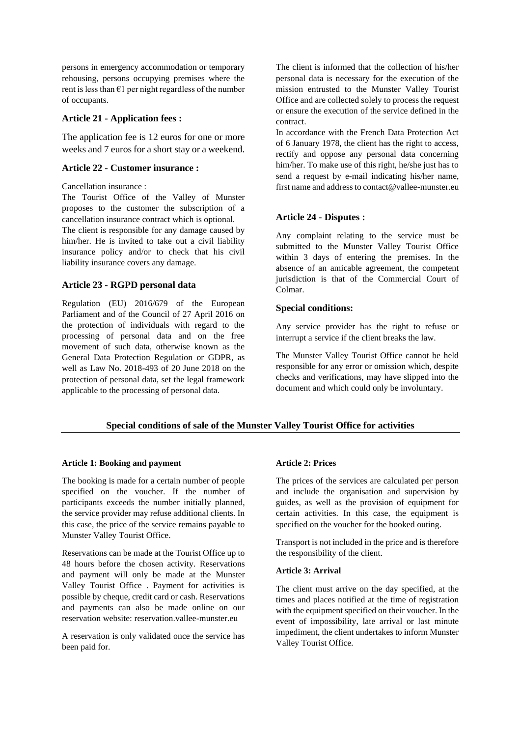persons in emergency accommodation or temporary rehousing, persons occupying premises where the rent is less than €1 per night regardless of the number of occupants.

### Article 21 - Application fees :

The application fee is 12 euros for one or more weeks and 7 euros for a short stay or a weekend.

### Article 22 - Customer insurance :

Cancellation insurance :

The Tourist Office of the Valley of Munster proposes to the customer the subscription of a cancellation insurance contract which is optional.

The client is responsible for any damage caused by him/her. He is invited to take out a civil liability insurance policy and/or to check that his civil liability insurance covers any damage.

### Article 23 - RGPD personal data

Regulation (EU) 2016/679 of the European Parliament and of the Council of 27 April 2016 on the protection of individuals with regard to the processing of personal data and on the free movement of such data, otherwise known as the General Data Protection Regulation or GDPR, as well as Law No. 2018-493 of 20 June 2018 on the protection of personal data, set the legal framework applicable to the processing of personal data.

The client is informed that the collection of his/her personal data is necessary for the execution of the mission entrusted to the Munster Valley Tourist Office and are collected solely to process the request or ensure the execution of the service defined in the contract.

In accordance with the French Data Protection Act of 6 January 1978, the client has the right to access, rectify and oppose any personal data concerning him/her. To make use of this right, he/she just has to send a request by e-mail indicating his/her name, first name and address to contact@vallee-munster.eu

### Article 24 - Disputes :

Any complaint relating to the service must be submitted to the Munster Valley Tourist Office within 3 days of entering the premises. In the absence of an amicable agreement, the competent jurisdiction is that of the Commercial Court of Colmar.

### Special conditions:

Any service provider has the right to refuse or interrupt a service if the client breaks the law.

The Munster Valley Tourist Office cannot be held responsible for any error or omission which, despite checks and verifications, may have slipped into the document and which could only be involuntary.

## Special conditions of sale of the Munster Valley Tourist Office for activities

#### Article 1: Booking and payment

The booking is made for a certain number of people specified on the voucher. If the number of participants exceeds the number initially planned, the service provider may refuse additional clients. In this case, the price of the service remains payable to Munster Valley Tourist Office.

Reservations can be made at the Tourist Office up to 48 hours before the chosen activity. Reservations and payment will only be made at the Munster Valley Tourist Office . Payment for activities is possible by cheque, credit card or cash. Reservations and payments can also be made online on our reservation website: reservation.vallee-munster.eu

A reservation is only validated once the service has been paid for.

#### Article 2: Prices

The prices of the services are calculated per person and include the organisation and supervision by guides, as well as the provision of equipment for certain activities. In this case, the equipment is specified on the voucher for the booked outing.

Transport is not included in the price and is therefore the responsibility of the client.

#### Article 3: Arrival

The client must arrive on the day specified, at the times and places notified at the time of registration with the equipment specified on their voucher. In the event of impossibility, late arrival or last minute impediment, the client undertakes to inform Munster Valley Tourist Office.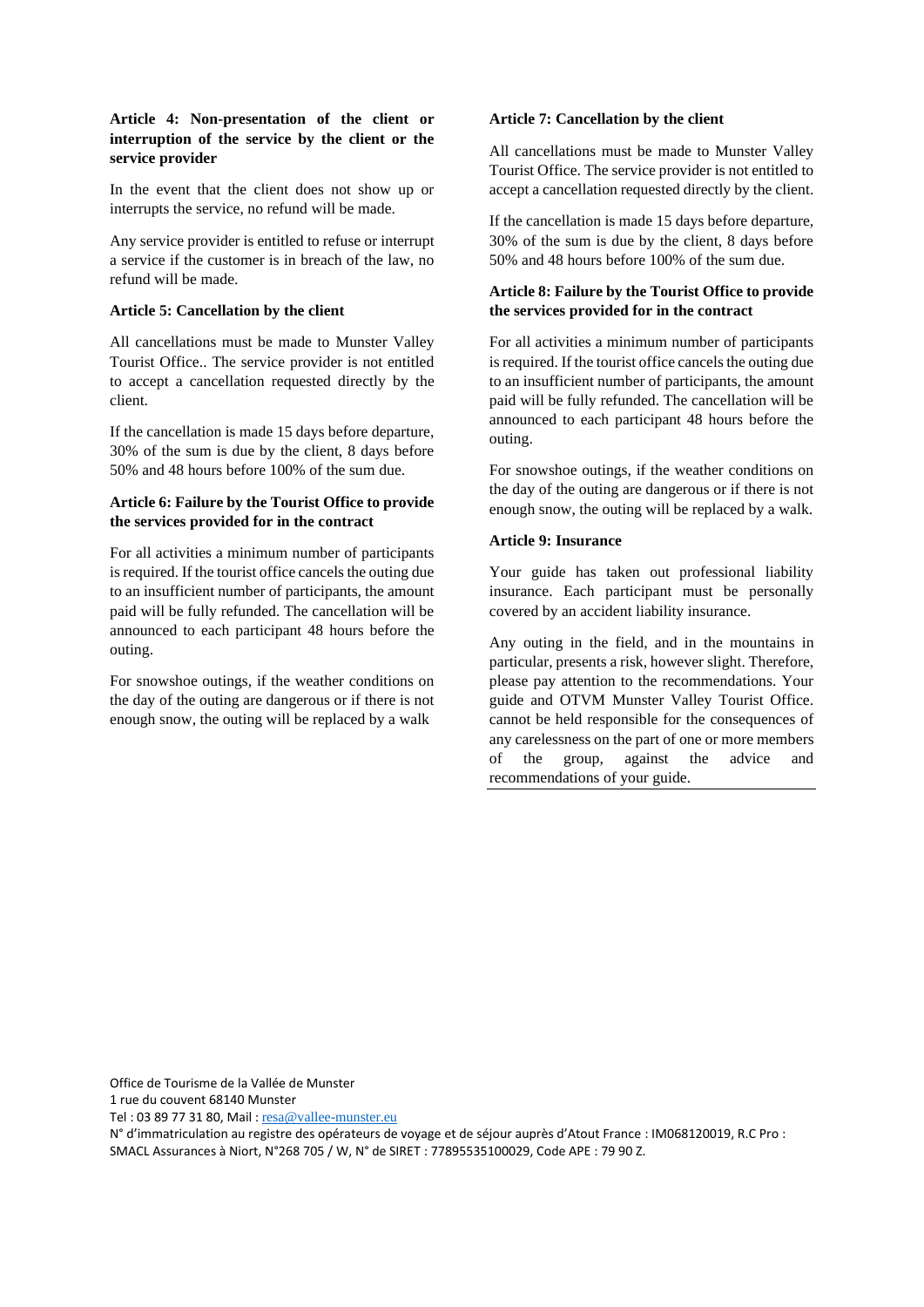### Article 4: Non-presentation of the client or interruption of the service by the client or the service provider

In the event that the client does not show up or interrupts the service, no refund will be made.

Any service provider is entitled to refuse or interrupt a service if the customer is in breach of the law, no refund will be made.

### Article 5: Cancellation by the client

All cancellations must be made to Munster Valley Tourist Office.. The service provider is not entitled to accept a cancellation requested directly by the client.

If the cancellation is made 15 days before departure, 30% of the sum is due by the client, 8 days before 50% and 48 hours before 100% of the sum due.

### Article 6: Failure by the Tourist Office to provide the services provided for in the contract

For all activities a minimum number of participants is required. If the tourist office cancels the outing due to an insufficient number of participants, the amount paid will be fully refunded. The cancellation will be announced to each participant 48 hours before the outing.

For snowshoe outings, if the weather conditions on the day of the outing are dangerous or if there is not enough snow, the outing will be replaced by a walk

### Article 7: Cancellation by the client

All cancellations must be made to Munster Valley Tourist Office. The service provider is not entitled to accept a cancellation requested directly by the client.

If the cancellation is made 15 days before departure, 30% of the sum is due by the client, 8 days before 50% and 48 hours before 100% of the sum due.

### Article 8: Failure by the Tourist Office to provide the services provided for in the contract

For all activities a minimum number of participants is required. If the tourist office cancels the outing due to an insufficient number of participants, the amount paid will be fully refunded. The cancellation will be announced to each participant 48 hours before the outing.

For snowshoe outings, if the weather conditions on the day of the outing are dangerous or if there is not enough snow, the outing will be replaced by a walk.

### Article 9: Insurance

Your guide has taken out professional liability insurance. Each participant must be personally covered by an accident liability insurance.

Any outing in the field, and in the mountains in particular, presents a risk, however slight. Therefore, please pay attention to the recommendations. Your guide and OTVM Munster Valley Tourist Office. cannot be held responsible for the consequences of any carelessness on the part of one or more members of the group, against the advice and recommendations of your guide.

Office de Tourisme de la Vallée de Munster
1 rue du couvent 68140 Munster
Tel : 03 89 77 31 80, Mail : resa@vallee-munster.eu
N° d'immatriculation au registre des opérateurs de voyage et de séjour auprès d'Atout France : IM068120019, R.C Pro : SMACL Assurances à Niort, N°268 705 / W, N° de SIRET : 77895535100029, Code APE : 79 90 Z.